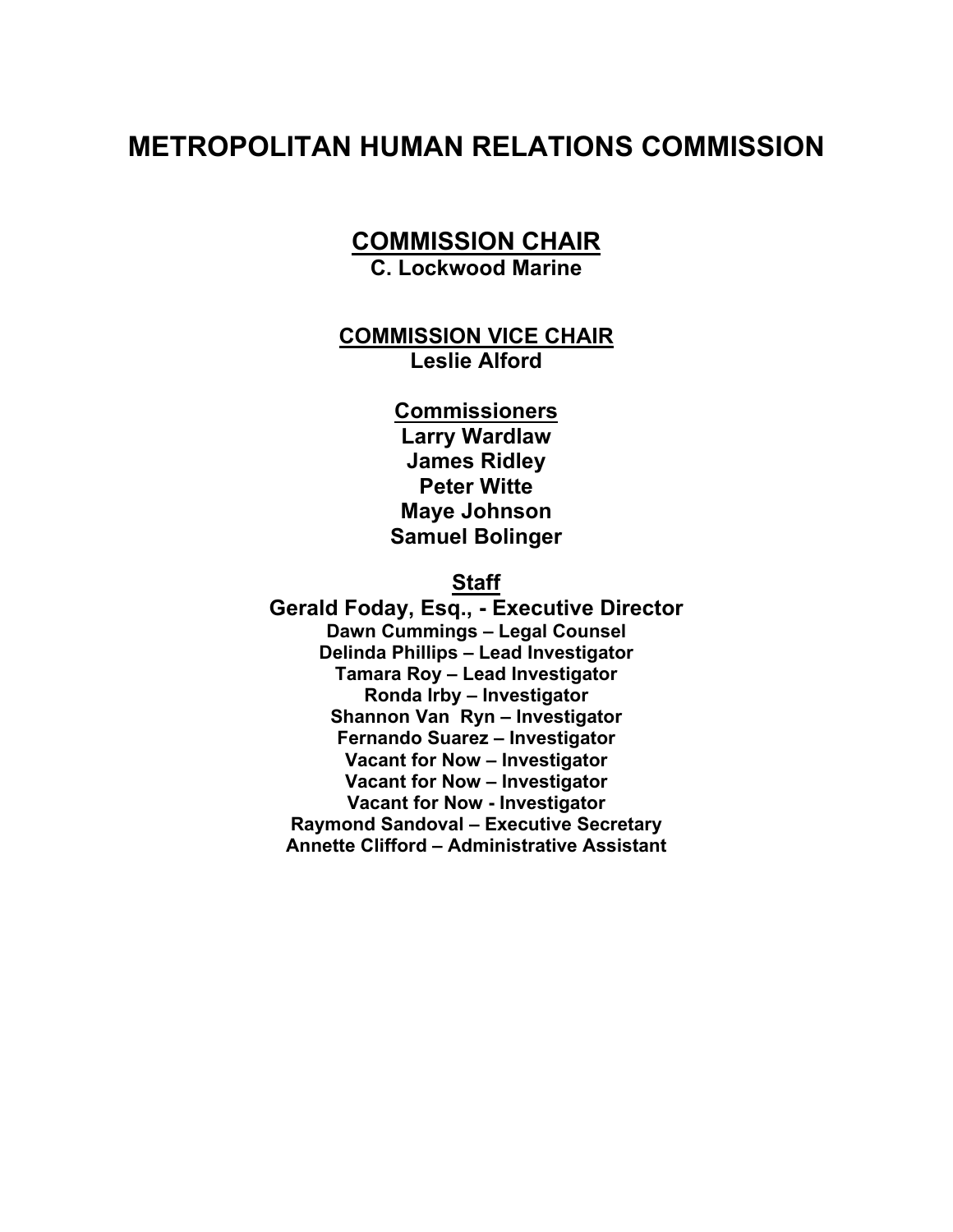# METROPOLITAN HUMAN RELATIONS COMMISSION

## COMMISSION CHAIR

**C. Lockwood Marine**

### COMMISSION VICE CHAIR

**Leslie Alford**

### Commissioners

**Larry Wardlaw**
**James Ridley**
**Peter Witte**
**Maye Johnson**
**Samuel Bolinger**

### Staff

**Gerald Foday, Esq., - Executive Director**
**Dawn Cummings – Legal Counsel**
**Delinda Phillips – Lead Investigator**
**Tamara Roy – Lead Investigator**
**Ronda Irby – Investigator**
**Shannon Van Ryn – Investigator**
**Fernando Suarez – Investigator**
**Vacant for Now – Investigator**
**Vacant for Now – Investigator**
**Vacant for Now - Investigator**
**Raymond Sandoval – Executive Secretary**
**Annette Clifford – Administrative Assistant**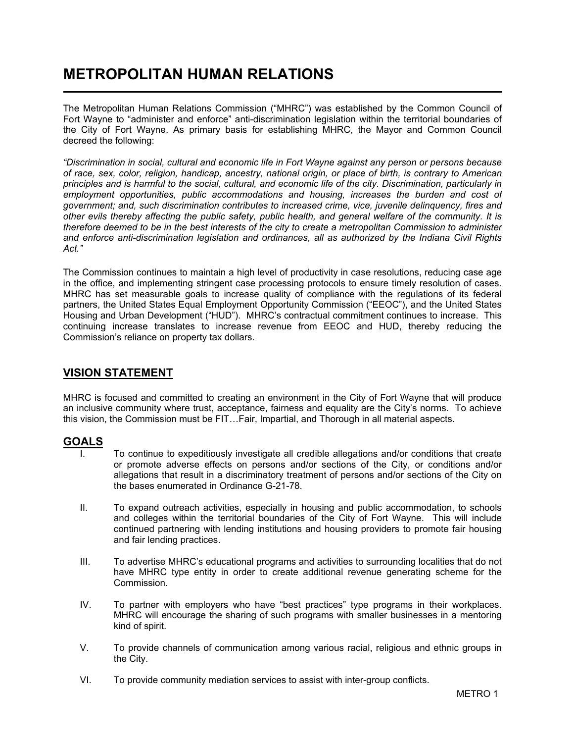# METROPOLITAN HUMAN RELATIONS

The Metropolitan Human Relations Commission ("MHRC") was established by the Common Council of Fort Wayne to "administer and enforce" anti-discrimination legislation within the territorial boundaries of the City of Fort Wayne. As primary basis for establishing MHRC, the Mayor and Common Council decreed the following:

*"Discrimination in social, cultural and economic life in Fort Wayne against any person or persons because of race, sex, color, religion, handicap, ancestry, national origin, or place of birth, is contrary to American principles and is harmful to the social, cultural, and economic life of the city. Discrimination, particularly in employment opportunities, public accommodations and housing, increases the burden and cost of government; and, such discrimination contributes to increased crime, vice, juvenile delinquency, fires and other evils thereby affecting the public safety, public health, and general welfare of the community. It is therefore deemed to be in the best interests of the city to create a metropolitan Commission to administer and enforce anti-discrimination legislation and ordinances, all as authorized by the Indiana Civil Rights Act."*

The Commission continues to maintain a high level of productivity in case resolutions, reducing case age in the office, and implementing stringent case processing protocols to ensure timely resolution of cases. MHRC has set measurable goals to increase quality of compliance with the regulations of its federal partners, the United States Equal Employment Opportunity Commission ("EEOC"), and the United States Housing and Urban Development ("HUD"). MHRC's contractual commitment continues to increase. This continuing increase translates to increase revenue from EEOC and HUD, thereby reducing the Commission's reliance on property tax dollars.

## VISION STATEMENT

MHRC is focused and committed to creating an environment in the City of Fort Wayne that will produce an inclusive community where trust, acceptance, fairness and equality are the City's norms. To achieve this vision, the Commission must be FIT…Fair, Impartial, and Thorough in all material aspects.

## GOALS

I. To continue to expeditiously investigate all credible allegations and/or conditions that create or promote adverse effects on persons and/or sections of the City, or conditions and/or allegations that result in a discriminatory treatment of persons and/or sections of the City on the bases enumerated in Ordinance G-21-78.

II. To expand outreach activities, especially in housing and public accommodation, to schools and colleges within the territorial boundaries of the City of Fort Wayne. This will include continued partnering with lending institutions and housing providers to promote fair housing and fair lending practices.

III. To advertise MHRC's educational programs and activities to surrounding localities that do not have MHRC type entity in order to create additional revenue generating scheme for the Commission.

IV. To partner with employers who have "best practices" type programs in their workplaces. MHRC will encourage the sharing of such programs with smaller businesses in a mentoring kind of spirit.

V. To provide channels of communication among various racial, religious and ethnic groups in the City.

VI. To provide community mediation services to assist with inter-group conflicts.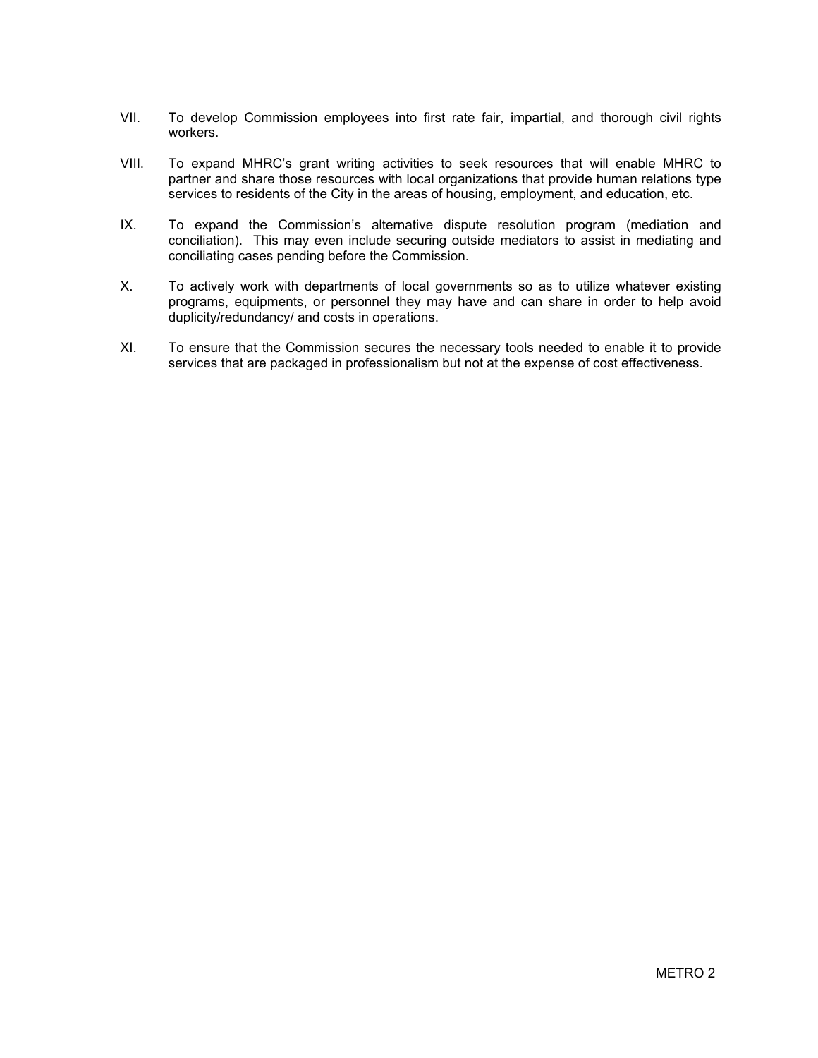VII. To develop Commission employees into first rate fair, impartial, and thorough civil rights workers.

VIII. To expand MHRC's grant writing activities to seek resources that will enable MHRC to partner and share those resources with local organizations that provide human relations type services to residents of the City in the areas of housing, employment, and education, etc.

IX. To expand the Commission's alternative dispute resolution program (mediation and conciliation). This may even include securing outside mediators to assist in mediating and conciliating cases pending before the Commission.

X. To actively work with departments of local governments so as to utilize whatever existing programs, equipments, or personnel they may have and can share in order to help avoid duplicity/redundancy/ and costs in operations.

XI. To ensure that the Commission secures the necessary tools needed to enable it to provide services that are packaged in professionalism but not at the expense of cost effectiveness.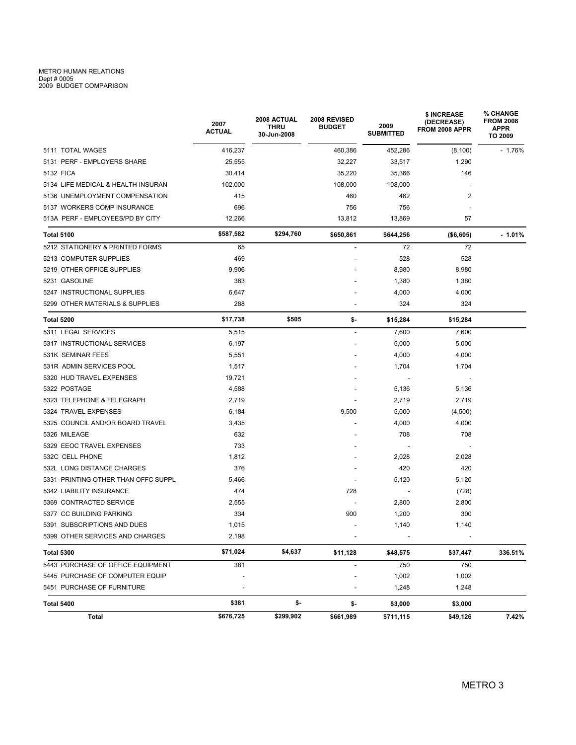METRO HUMAN RELATIONS
Dept # 0005
2009 BUDGET COMPARISON

| | 2007 ACTUAL | 2008 ACTUAL THRU 30-Jun-2008 | 2008 REVISED BUDGET | 2009 SUBMITTED | $ INCREASE (DECREASE) FROM 2008 APPR | % CHANGE FROM 2008 APPR TO 2009 |
|---|---|---|---|---|---|---|
| 5111 TOTAL WAGES | 416,237 | | 460,386 | 452,286 | (8,100) | - 1.76% |
| 5131 PERF - EMPLOYERS SHARE | 25,555 | | 32,227 | 33,517 | 1,290 | |
| 5132 FICA | 30,414 | | 35,220 | 35,366 | 146 | |
| 5134 LIFE MEDICAL & HEALTH INSURAN | 102,000 | | 108,000 | 108,000 | - | |
| 5136 UNEMPLOYMENT COMPENSATION | 415 | | 460 | 462 | 2 | |
| 5137 WORKERS COMP INSURANCE | 696 | | 756 | 756 | - | |
| 513A PERF - EMPLOYEES/PD BY CITY | 12,266 | | 13,812 | 13,869 | 57 | |
| **Total 5100** | **$587,582** | **$294,760** | **$650,861** | **$644,256** | **($6,605)** | **- 1.01%** |
| 5212 STATIONERY & PRINTED FORMS | 65 | | - | 72 | 72 | |
| 5213 COMPUTER SUPPLIES | 469 | | - | 528 | 528 | |
| 5219 OTHER OFFICE SUPPLIES | 9,906 | | - | 8,980 | 8,980 | |
| 5231 GASOLINE | 363 | | - | 1,380 | 1,380 | |
| 5247 INSTRUCTIONAL SUPPLIES | 6,647 | | - | 4,000 | 4,000 | |
| 5299 OTHER MATERIALS & SUPPLIES | 288 | | - | 324 | 324 | |
| **Total 5200** | **$17,738** | **$505** | **$-** | **$15,284** | **$15,284** | |
| 5311 LEGAL SERVICES | 5,515 | | - | 7,600 | 7,600 | |
| 5317 INSTRUCTIONAL SERVICES | 6,197 | | - | 5,000 | 5,000 | |
| 531K SEMINAR FEES | 5,551 | | - | 4,000 | 4,000 | |
| 531R ADMIN SERVICES POOL | 1,517 | | - | 1,704 | 1,704 | |
| 5320 HUD TRAVEL EXPENSES | 19,721 | | - | - | - | |
| 5322 POSTAGE | 4,588 | | - | 5,136 | 5,136 | |
| 5323 TELEPHONE & TELEGRAPH | 2,719 | | - | 2,719 | 2,719 | |
| 5324 TRAVEL EXPENSES | 6,184 | | 9,500 | 5,000 | (4,500) | |
| 5325 COUNCIL AND/OR BOARD TRAVEL | 3,435 | | - | 4,000 | 4,000 | |
| 5326 MILEAGE | 632 | | - | 708 | 708 | |
| 5329 EEOC TRAVEL EXPENSES | 733 | | - | - | - | |
| 532C CELL PHONE | 1,812 | | - | 2,028 | 2,028 | |
| 532L LONG DISTANCE CHARGES | 376 | | - | 420 | 420 | |
| 5331 PRINTING OTHER THAN OFFC SUPPL | 5,466 | | - | 5,120 | 5,120 | |
| 5342 LIABILITY INSURANCE | 474 | | 728 | - | (728) | |
| 5369 CONTRACTED SERVICE | 2,555 | | - | 2,800 | 2,800 | |
| 5377 CC BUILDING PARKING | 334 | | 900 | 1,200 | 300 | |
| 5391 SUBSCRIPTIONS AND DUES | 1,015 | | - | 1,140 | 1,140 | |
| 5399 OTHER SERVICES AND CHARGES | 2,198 | | - | - | - | |
| **Total 5300** | **$71,024** | **$4,637** | **$11,128** | **$48,575** | **$37,447** | **336.51%** |
| 5443 PURCHASE OF OFFICE EQUIPMENT | 381 | | - | 750 | 750 | |
| 5445 PURCHASE OF COMPUTER EQUIP | - | | - | 1,002 | 1,002 | |
| 5451 PURCHASE OF FURNITURE | - | | - | 1,248 | 1,248 | |
| **Total 5400** | **$381** | **$-** | **$-** | **$3,000** | **$3,000** | |
| **Total** | **$676,725** | **$299,902** | **$661,989** | **$711,115** | **$49,126** | **7.42%** |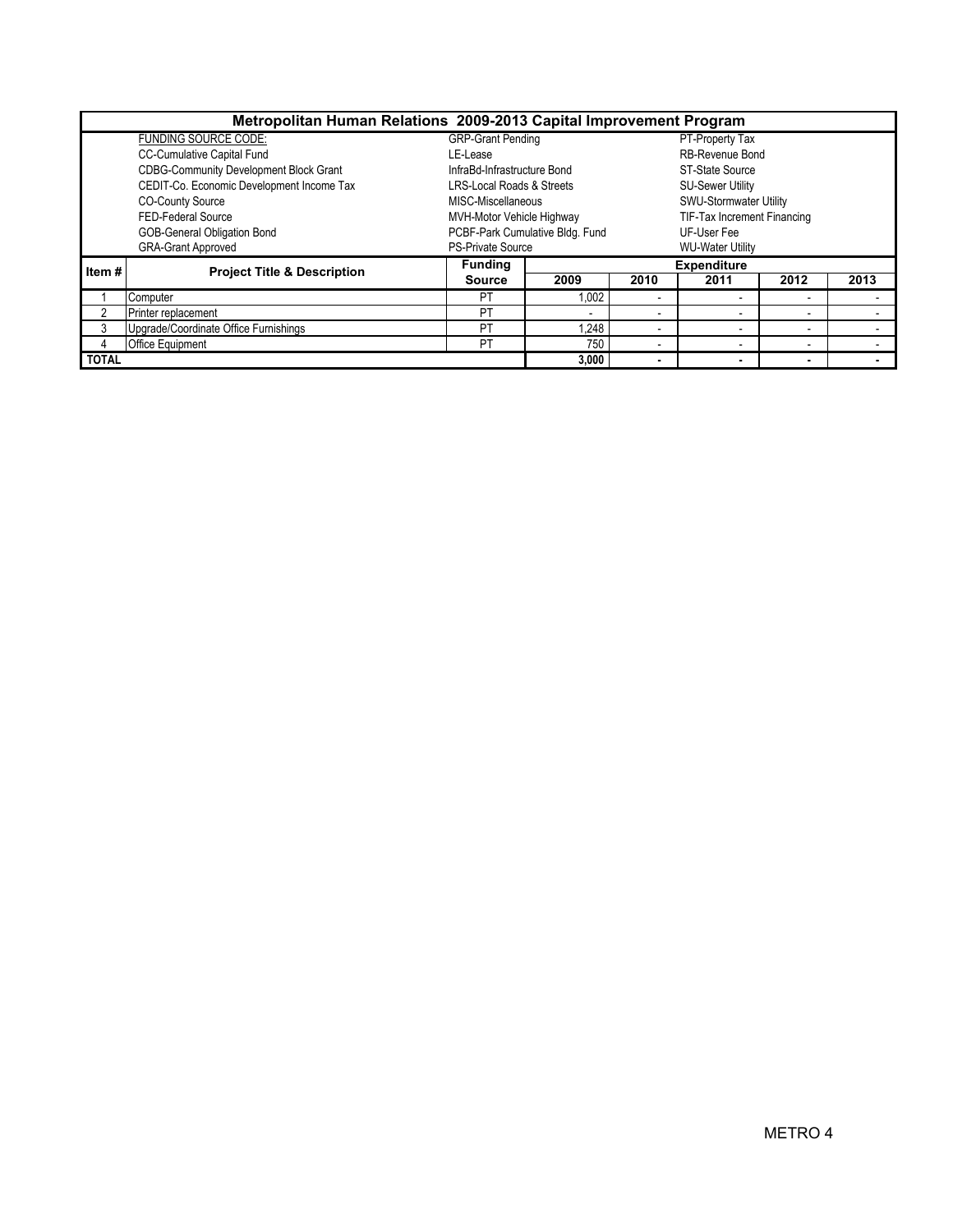# Metropolitan Human Relations 2009-2013 Capital Improvement Program

| FUNDING SOURCE CODE: | | |
|---|---|---|
| CC-Cumulative Capital Fund | GRP-Grant Pending | PT-Property Tax |
| CDBG-Community Development Block Grant | LE-Lease | RB-Revenue Bond |
| CEDIT-Co. Economic Development Income Tax | InfraBd-Infrastructure Bond | ST-State Source |
| CO-County Source | LRS-Local Roads & Streets | SU-Sewer Utility |
| FED-Federal Source | MISC-Miscellaneous | SWU-Stormwater Utility |
| GOB-General Obligation Bond | MVH-Motor Vehicle Highway | TIF-Tax Increment Financing |
| GRA-Grant Approved | PCBF-Park Cumulative Bldg. Fund | UF-User Fee |
| | PS-Private Source | WU-Water Utility |

| Item # | Project Title & Description | Funding Source | Expenditure | | | | |
|---|---|---|---|---|---|---|---|
| | | | 2009 | 2010 | 2011 | 2012 | 2013 |
| 1 | Computer | PT | 1,002 | - | - | - | - |
| 2 | Printer replacement | PT | - | - | - | - | - |
| 3 | Upgrade/Coordinate Office Furnishings | PT | 1,248 | - | - | - | - |
| 4 | Office Equipment | PT | 750 | - | - | - | - |
| **TOTAL** | | | **3,000** | **-** | **-** | **-** | **-** |

METRO 4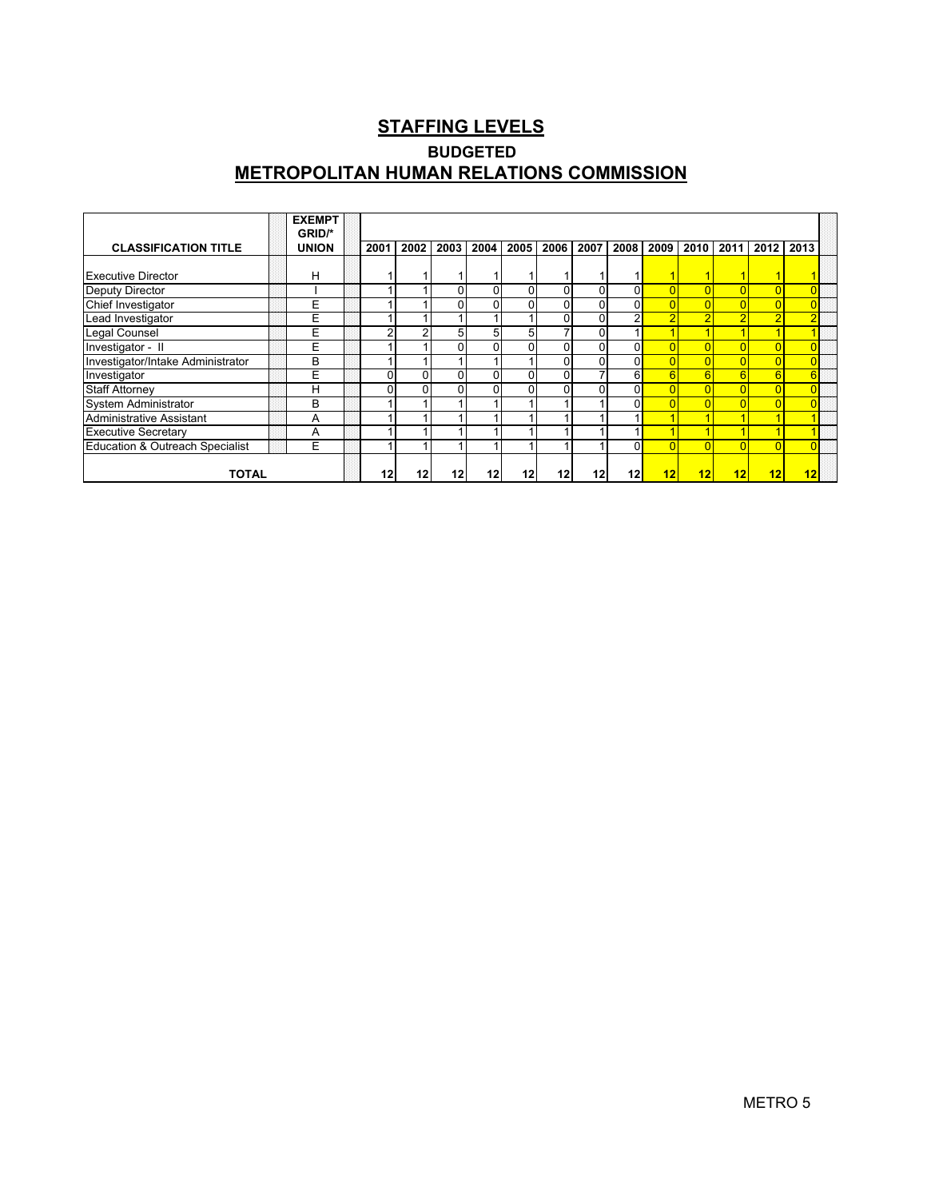## STAFFING LEVELS

### BUDGETED

## METROPOLITAN HUMAN RELATIONS COMMISSION

| CLASSIFICATION TITLE | EXEMPT GRID/* UNION | 2001 | 2002 | 2003 | 2004 | 2005 | 2006 | 2007 | 2008 | 2009 | 2010 | 2011 | 2012 | 2013 |
|---|---|---|---|---|---|---|---|---|---|---|---|---|---|---|
| Executive Director | H | 1 | 1 | 1 | 1 | 1 | 1 | 1 | 1 | 1 | 1 | 1 | 1 | 1 |
| Deputy Director | I | 1 | 1 | 0 | 0 | 0 | 0 | 0 | 0 | 0 | 0 | 0 | 0 | 0 |
| Chief Investigator | E | 1 | 1 | 0 | 0 | 0 | 0 | 0 | 0 | 0 | 0 | 0 | 0 | 0 |
| Lead Investigator | E | 1 | 1 | 1 | 1 | 1 | 0 | 0 | 2 | 2 | 2 | 2 | 2 | 2 |
| Legal Counsel | E | 2 | 2 | 5 | 5 | 5 | 7 | 0 | 1 | 1 | 1 | 1 | 1 | 1 |
| Investigator - II | E | 1 | 1 | 0 | 0 | 0 | 0 | 0 | 0 | 0 | 0 | 0 | 0 | 0 |
| Investigator/Intake Administrator | B | 1 | 1 | 1 | 1 | 1 | 0 | 0 | 0 | 0 | 0 | 0 | 0 | 0 |
| Investigator | E | 0 | 0 | 0 | 0 | 0 | 0 | 7 | 6 | 6 | 6 | 6 | 6 | 6 |
| Staff Attorney | H | 0 | 0 | 0 | 0 | 0 | 0 | 0 | 0 | 0 | 0 | 0 | 0 | 0 |
| System Administrator | B | 1 | 1 | 1 | 1 | 1 | 1 | 1 | 0 | 0 | 0 | 0 | 0 | 0 |
| Administrative Assistant | A | 1 | 1 | 1 | 1 | 1 | 1 | 1 | 1 | 1 | 1 | 1 | 1 | 1 |
| Executive Secretary | A | 1 | 1 | 1 | 1 | 1 | 1 | 1 | 1 | 1 | 1 | 1 | 1 | 1 |
| Education & Outreach Specialist | E | 1 | 1 | 1 | 1 | 1 | 1 | 1 | 0 | 0 | 0 | 0 | 0 | 0 |
| **TOTAL** | | **12** | **12** | **12** | **12** | **12** | **12** | **12** | **12** | **12** | **12** | **12** | **12** | **12** |

METRO 5